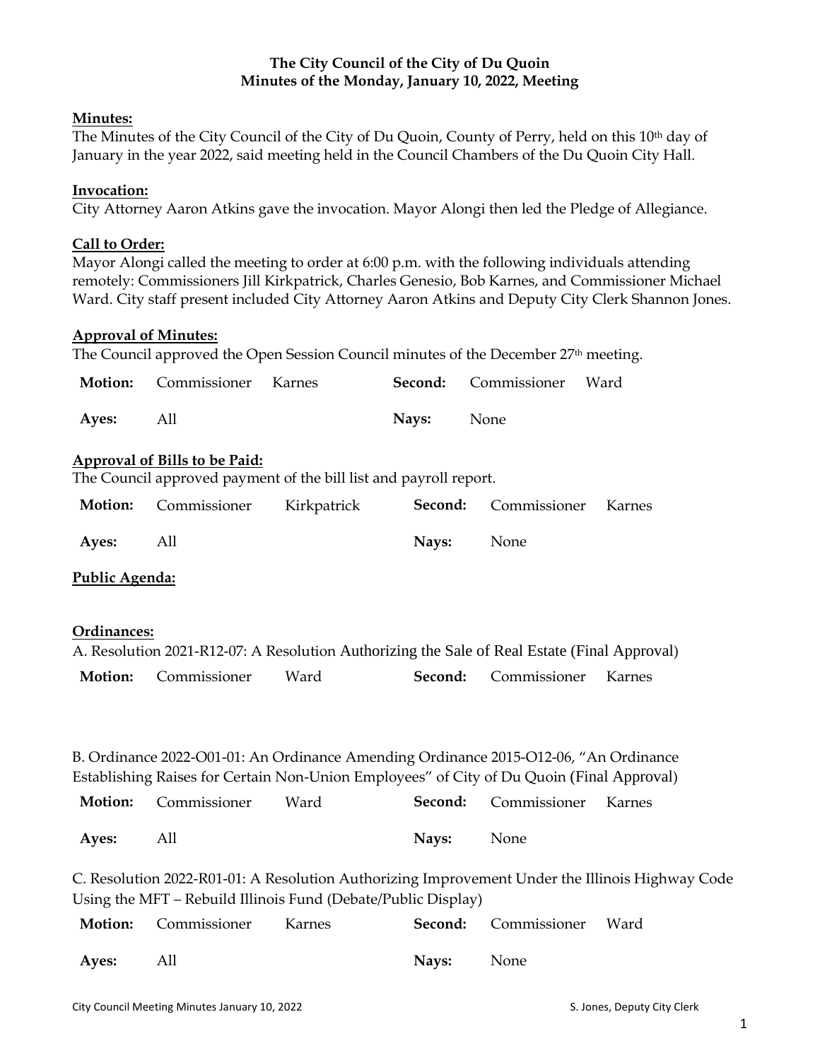**The City Council of the City of Du Quoin**
**Minutes of the Monday, January 10, 2022, Meeting**

**Minutes:**

The Minutes of the City Council of the City of Du Quoin, County of Perry, held on this 10th day of January in the year 2022, said meeting held in the Council Chambers of the Du Quoin City Hall.

**Invocation:**

City Attorney Aaron Atkins gave the invocation. Mayor Alongi then led the Pledge of Allegiance.

**Call to Order:**

Mayor Alongi called the meeting to order at 6:00 p.m. with the following individuals attending remotely: Commissioners Jill Kirkpatrick, Charles Genesio, Bob Karnes, and Commissioner Michael Ward. City staff present included City Attorney Aaron Atkins and Deputy City Clerk Shannon Jones.

**Approval of Minutes:**

The Council approved the Open Session Council minutes of the December 27th meeting.

| | | | | | |
|---|---|---|---|---|---|
| **Motion:** | Commissioner | Karnes | **Second:** | Commissioner | Ward |
| **Ayes:** | All | | **Nays:** | None | |

**Approval of Bills to be Paid:**

The Council approved payment of the bill list and payroll report.

| | | | | | |
|---|---|---|---|---|---|
| **Motion:** | Commissioner | Kirkpatrick | **Second:** | Commissioner | Karnes |
| **Ayes:** | All | | **Nays:** | None | |

**Public Agenda:**

**Ordinances:**

A. Resolution 2021-R12-07: A Resolution Authorizing the Sale of Real Estate (Final Approval)

| | | | | | |
|---|---|---|---|---|---|
| **Motion:** | Commissioner | Ward | **Second:** | Commissioner | Karnes |

B. Ordinance 2022-O01-01: An Ordinance Amending Ordinance 2015-O12-06, "An Ordinance Establishing Raises for Certain Non-Union Employees" of City of Du Quoin (Final Approval)

| | | | | | |
|---|---|---|---|---|---|
| **Motion:** | Commissioner | Ward | **Second:** | Commissioner | Karnes |
| **Ayes:** | All | | **Nays:** | None | |

C. Resolution 2022-R01-01: A Resolution Authorizing Improvement Under the Illinois Highway Code Using the MFT – Rebuild Illinois Fund (Debate/Public Display)

| | | | | | |
|---|---|---|---|---|---|
| **Motion:** | Commissioner | Karnes | **Second:** | Commissioner | Ward |
| **Ayes:** | All | | **Nays:** | None | |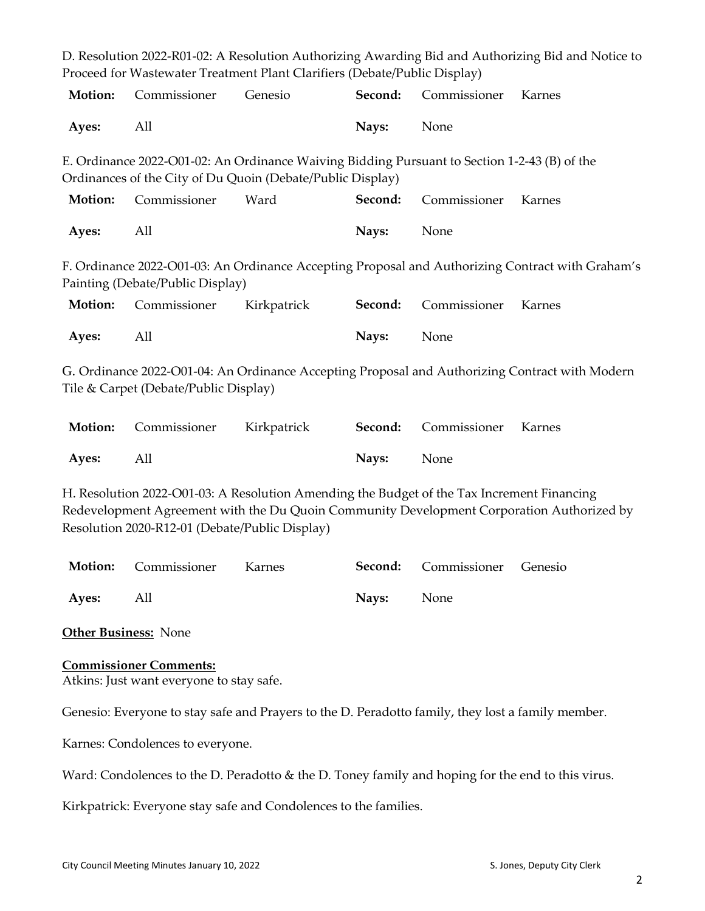D. Resolution 2022-R01-02: A Resolution Authorizing Awarding Bid and Authorizing Bid and Notice to Proceed for Wastewater Treatment Plant Clarifiers (Debate/Public Display)

| **Motion:** | Commissioner | Genesio | **Second:** | Commissioner | Karnes |
|---|---|---|---|---|---|
| **Ayes:** | All | | **Nays:** | None | |

E. Ordinance 2022-O01-02: An Ordinance Waiving Bidding Pursuant to Section 1-2-43 (B) of the Ordinances of the City of Du Quoin (Debate/Public Display)

| **Motion:** | Commissioner | Ward | **Second:** | Commissioner | Karnes |
|---|---|---|---|---|---|
| **Ayes:** | All | | **Nays:** | None | |

F. Ordinance 2022-O01-03: An Ordinance Accepting Proposal and Authorizing Contract with Graham's Painting (Debate/Public Display)

| **Motion:** | Commissioner | Kirkpatrick | **Second:** | Commissioner | Karnes |
|---|---|---|---|---|---|
| **Ayes:** | All | | **Nays:** | None | |

G. Ordinance 2022-O01-04: An Ordinance Accepting Proposal and Authorizing Contract with Modern Tile & Carpet (Debate/Public Display)

| **Motion:** | Commissioner | Kirkpatrick | **Second:** | Commissioner | Karnes |
|---|---|---|---|---|---|
| **Ayes:** | All | | **Nays:** | None | |

H. Resolution 2022-O01-03: A Resolution Amending the Budget of the Tax Increment Financing Redevelopment Agreement with the Du Quoin Community Development Corporation Authorized by Resolution 2020-R12-01 (Debate/Public Display)

| **Motion:** | Commissioner | Karnes | **Second:** | Commissioner | Genesio |
|---|---|---|---|---|---|
| **Ayes:** | All | | **Nays:** | None | |

**Other Business:** None

**Commissioner Comments:**

Atkins: Just want everyone to stay safe.

Genesio: Everyone to stay safe and Prayers to the D. Peradotto family, they lost a family member.

Karnes: Condolences to everyone.

Ward: Condolences to the D. Peradotto & the D. Toney family and hoping for the end to this virus.

Kirkpatrick: Everyone stay safe and Condolences to the families.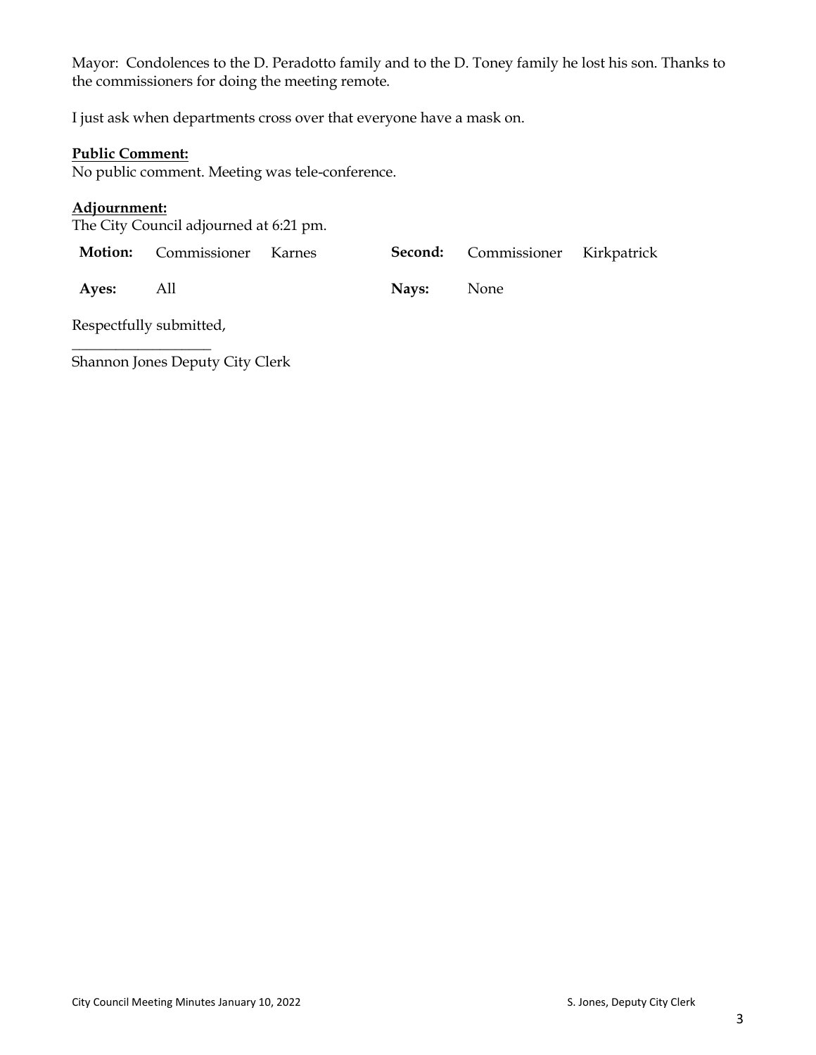Mayor: Condolences to the D. Peradotto family and to the D. Toney family he lost his son. Thanks to the commissioners for doing the meeting remote.

I just ask when departments cross over that everyone have a mask on.

**Public Comment:**

No public comment. Meeting was tele-conference.

**Adjournment:**

The City Council adjourned at 6:21 pm.

| | | | | | |
|---|---|---|---|---|---|
| **Motion:** | Commissioner | Karnes | **Second:** | Commissioner | Kirkpatrick |
| **Ayes:** | All | | **Nays:** | None | |

Respectfully submitted,

\_\_\_\_\_\_\_\_\_\_\_\_\_\_\_\_\_\_\_

Shannon Jones Deputy City Clerk